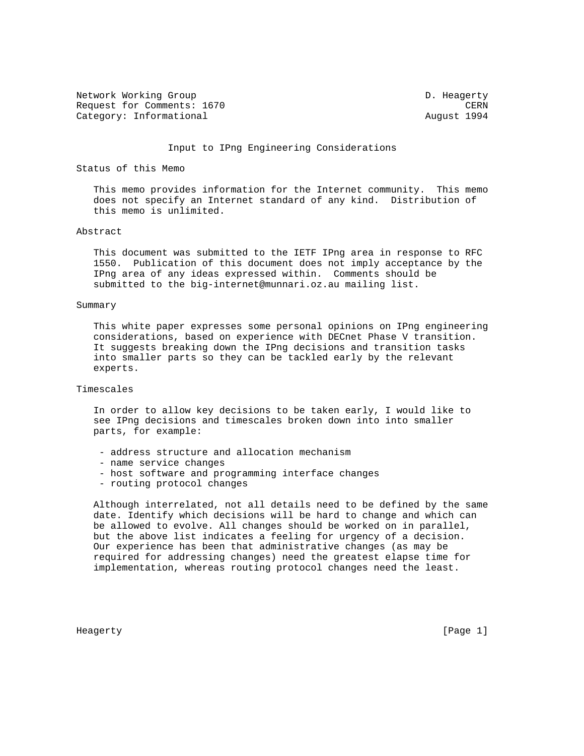Network Working Group D. Heagerty
Request for Comments: 1670 CERN
Category: Informational August 1994

# Input to IPng Engineering Considerations

## Status of this Memo

This memo provides information for the Internet community. This memo does not specify an Internet standard of any kind. Distribution of this memo is unlimited.

## Abstract

This document was submitted to the IETF IPng area in response to RFC 1550. Publication of this document does not imply acceptance by the IPng area of any ideas expressed within. Comments should be submitted to the big-internet@munnari.oz.au mailing list.

## Summary

This white paper expresses some personal opinions on IPng engineering considerations, based on experience with DECnet Phase V transition. It suggests breaking down the IPng decisions and transition tasks into smaller parts so they can be tackled early by the relevant experts.

## Timescales

In order to allow key decisions to be taken early, I would like to see IPng decisions and timescales broken down into into smaller parts, for example:

- address structure and allocation mechanism
- name service changes
- host software and programming interface changes
- routing protocol changes

Although interrelated, not all details need to be defined by the same date. Identify which decisions will be hard to change and which can be allowed to evolve. All changes should be worked on in parallel, but the above list indicates a feeling for urgency of a decision. Our experience has been that administrative changes (as may be required for addressing changes) need the greatest elapse time for implementation, whereas routing protocol changes need the least.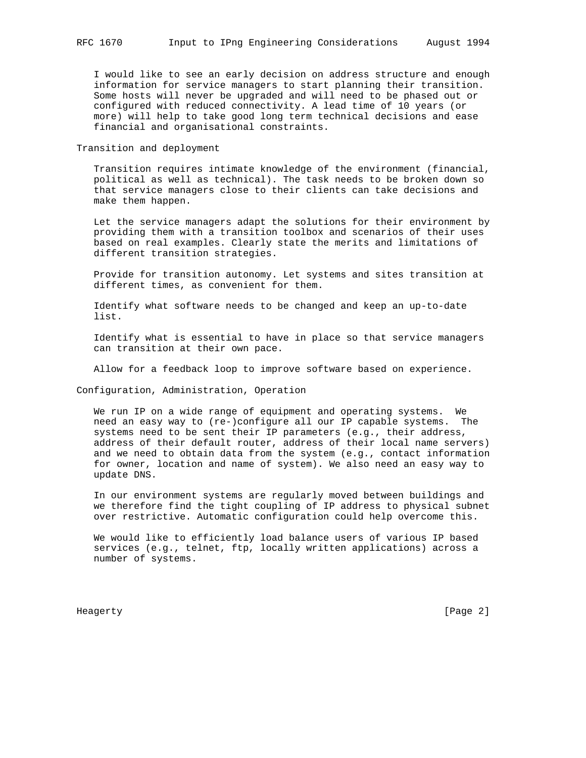I would like to see an early decision on address structure and enough information for service managers to start planning their transition. Some hosts will never be upgraded and will need to be phased out or configured with reduced connectivity. A lead time of 10 years (or more) will help to take good long term technical decisions and ease financial and organisational constraints.

## Transition and deployment

Transition requires intimate knowledge of the environment (financial, political as well as technical). The task needs to be broken down so that service managers close to their clients can take decisions and make them happen.

Let the service managers adapt the solutions for their environment by providing them with a transition toolbox and scenarios of their uses based on real examples. Clearly state the merits and limitations of different transition strategies.

Provide for transition autonomy. Let systems and sites transition at different times, as convenient for them.

Identify what software needs to be changed and keep an up-to-date list.

Identify what is essential to have in place so that service managers can transition at their own pace.

Allow for a feedback loop to improve software based on experience.

## Configuration, Administration, Operation

We run IP on a wide range of equipment and operating systems. We need an easy way to (re-)configure all our IP capable systems. The systems need to be sent their IP parameters (e.g., their address, address of their default router, address of their local name servers) and we need to obtain data from the system (e.g., contact information for owner, location and name of system). We also need an easy way to update DNS.

In our environment systems are regularly moved between buildings and we therefore find the tight coupling of IP address to physical subnet over restrictive. Automatic configuration could help overcome this.

We would like to efficiently load balance users of various IP based services (e.g., telnet, ftp, locally written applications) across a number of systems.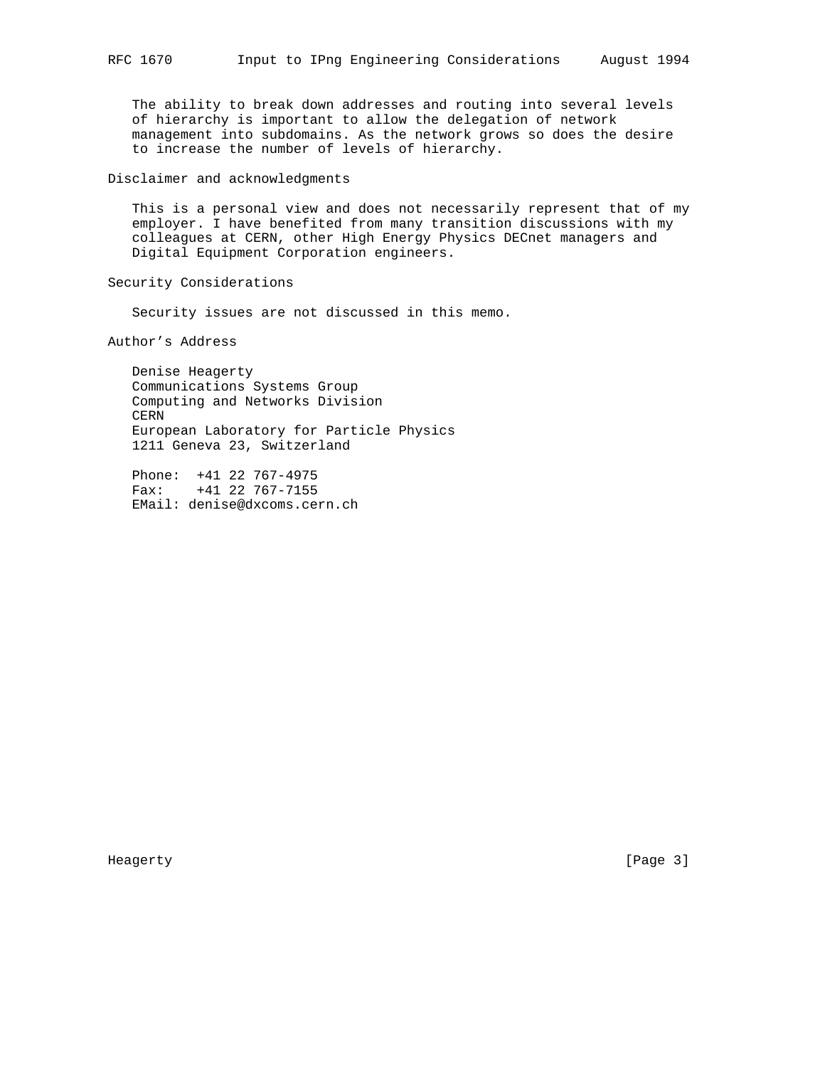The ability to break down addresses and routing into several levels of hierarchy is important to allow the delegation of network management into subdomains. As the network grows so does the desire to increase the number of levels of hierarchy.

## Disclaimer and acknowledgments

This is a personal view and does not necessarily represent that of my employer. I have benefited from many transition discussions with my colleagues at CERN, other High Energy Physics DECnet managers and Digital Equipment Corporation engineers.

## Security Considerations

Security issues are not discussed in this memo.

## Author's Address

Denise Heagerty
Communications Systems Group
Computing and Networks Division
CERN
European Laboratory for Particle Physics
1211 Geneva 23, Switzerland

Phone: +41 22 767-4975
Fax: +41 22 767-7155
EMail: denise@dxcoms.cern.ch